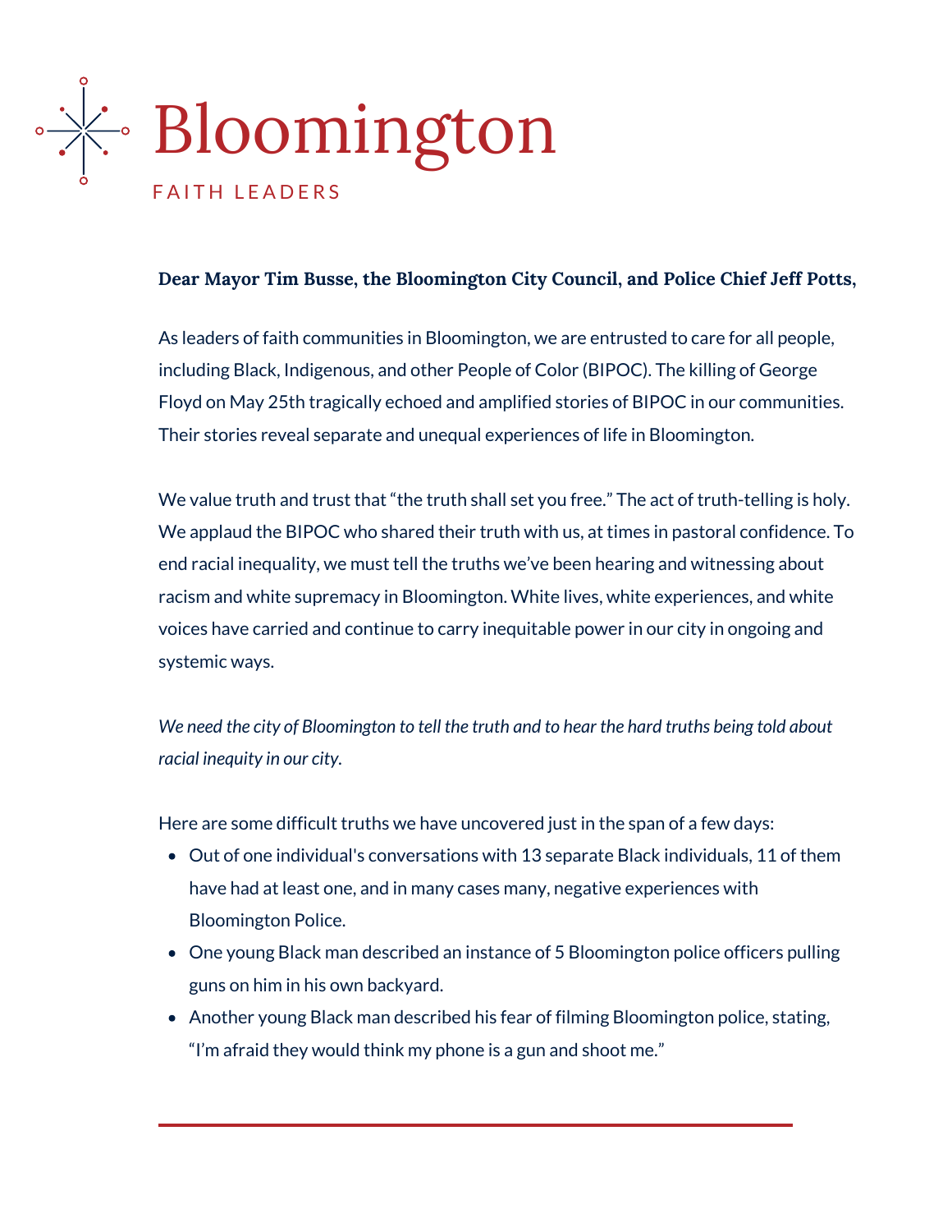# Bloomington

FAITH LEADERS

**Dear Mayor Tim Busse, the Bloomington City Council, and Police Chief Jeff Potts,**

As leaders of faith communities in Bloomington, we are entrusted to care for all people, including Black, Indigenous, and other People of Color (BIPOC). The killing of George Floyd on May 25th tragically echoed and amplified stories of BIPOC in our communities. Their stories reveal separate and unequal experiences of life in Bloomington.

We value truth and trust that "the truth shall set you free." The act of truth-telling is holy. We applaud the BIPOC who shared their truth with us, at times in pastoral confidence. To end racial inequality, we must tell the truths we've been hearing and witnessing about racism and white supremacy in Bloomington. White lives, white experiences, and white voices have carried and continue to carry inequitable power in our city in ongoing and systemic ways.

*We need the city of Bloomington to tell the truth and to hear the hard truths being told about racial inequity in our city.*

Here are some difficult truths we have uncovered just in the span of a few days:

- Out of one individual's conversations with 13 separate Black individuals, 11 of them have had at least one, and in many cases many, negative experiences with Bloomington Police.
- One young Black man described an instance of 5 Bloomington police officers pulling guns on him in his own backyard.
- Another young Black man described his fear of filming Bloomington police, stating, "I'm afraid they would think my phone is a gun and shoot me."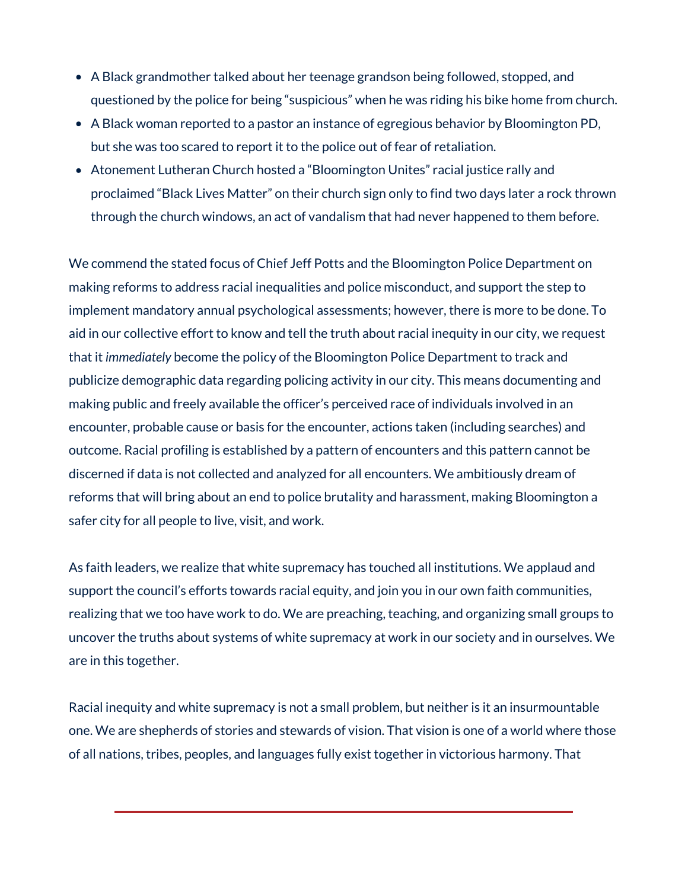- A Black grandmother talked about her teenage grandson being followed, stopped, and questioned by the police for being "suspicious" when he was riding his bike home from church.
- A Black woman reported to a pastor an instance of egregious behavior by Bloomington PD, but she was too scared to report it to the police out of fear of retaliation.
- Atonement Lutheran Church hosted a "Bloomington Unites" racial justice rally and proclaimed "Black Lives Matter" on their church sign only to find two days later a rock thrown through the church windows, an act of vandalism that had never happened to them before.

We commend the stated focus of Chief Jeff Potts and the Bloomington Police Department on making reforms to address racial inequalities and police misconduct, and support the step to implement mandatory annual psychological assessments; however, there is more to be done. To aid in our collective effort to know and tell the truth about racial inequity in our city, we request that it *immediately* become the policy of the Bloomington Police Department to track and publicize demographic data regarding policing activity in our city. This means documenting and making public and freely available the officer's perceived race of individuals involved in an encounter, probable cause or basis for the encounter, actions taken (including searches) and outcome. Racial profiling is established by a pattern of encounters and this pattern cannot be discerned if data is not collected and analyzed for all encounters. We ambitiously dream of reforms that will bring about an end to police brutality and harassment, making Bloomington a safer city for all people to live, visit, and work.

As faith leaders, we realize that white supremacy has touched all institutions. We applaud and support the council's efforts towards racial equity, and join you in our own faith communities, realizing that we too have work to do. We are preaching, teaching, and organizing small groups to uncover the truths about systems of white supremacy at work in our society and in ourselves. We are in this together.

Racial inequity and white supremacy is not a small problem, but neither is it an insurmountable one. We are shepherds of stories and stewards of vision. That vision is one of a world where those of all nations, tribes, peoples, and languages fully exist together in victorious harmony. That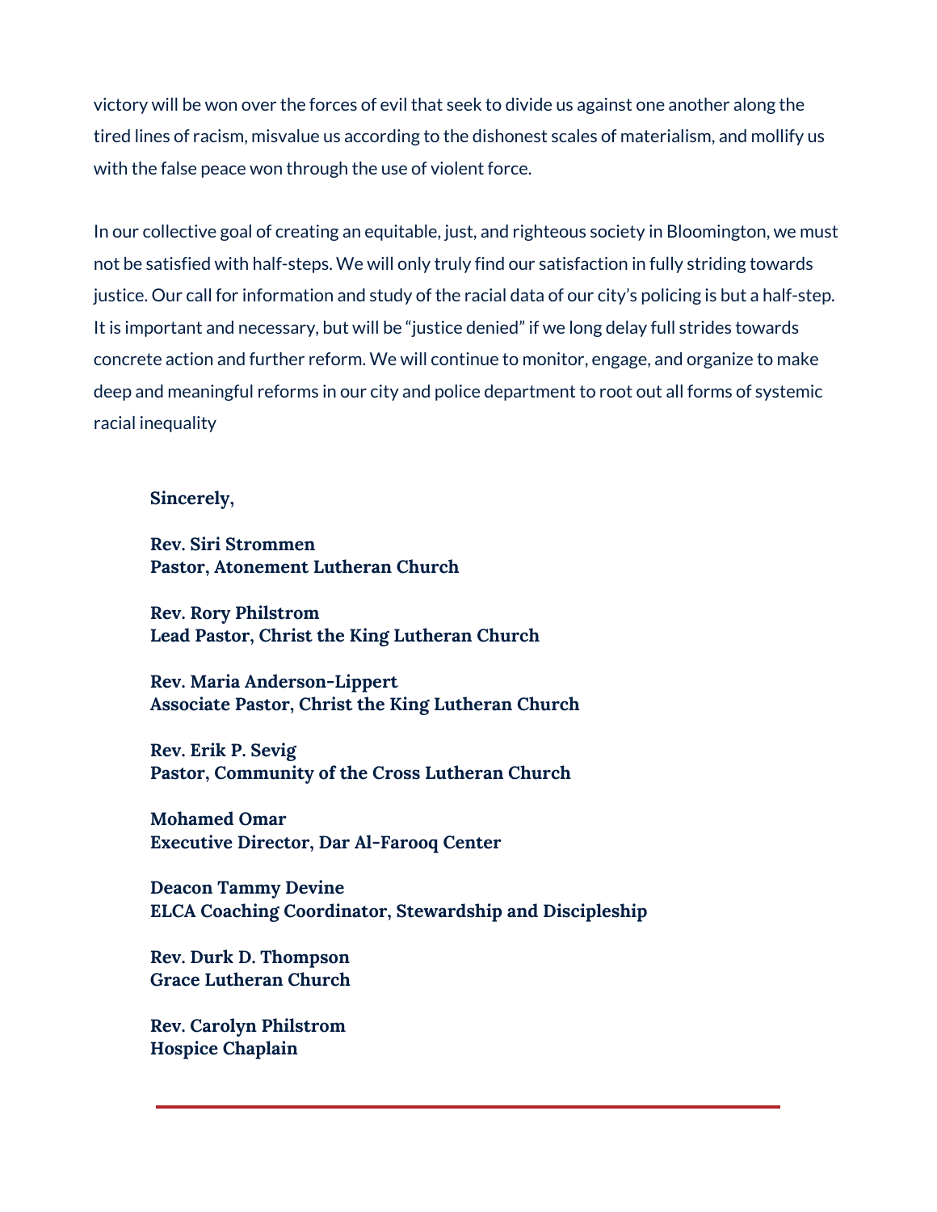victory will be won over the forces of evil that seek to divide us against one another along the tired lines of racism, misvalue us according to the dishonest scales of materialism, and mollify us with the false peace won through the use of violent force.

In our collective goal of creating an equitable, just, and righteous society in Bloomington, we must not be satisfied with half-steps. We will only truly find our satisfaction in fully striding towards justice. Our call for information and study of the racial data of our city's policing is but a half-step. It is important and necessary, but will be "justice denied" if we long delay full strides towards concrete action and further reform. We will continue to monitor, engage, and organize to make deep and meaningful reforms in our city and police department to root out all forms of systemic racial inequality

**Sincerely,**

**Rev. Siri Strommen**
**Pastor, Atonement Lutheran Church**

**Rev. Rory Philstrom**
**Lead Pastor, Christ the King Lutheran Church**

**Rev. Maria Anderson-Lippert**
**Associate Pastor, Christ the King Lutheran Church**

**Rev. Erik P. Sevig**
**Pastor, Community of the Cross Lutheran Church**

**Mohamed Omar**
**Executive Director, Dar Al-Farooq Center**

**Deacon Tammy Devine**
**ELCA Coaching Coordinator, Stewardship and Discipleship**

**Rev. Durk D. Thompson**
**Grace Lutheran Church**

**Rev. Carolyn Philstrom**
**Hospice Chaplain**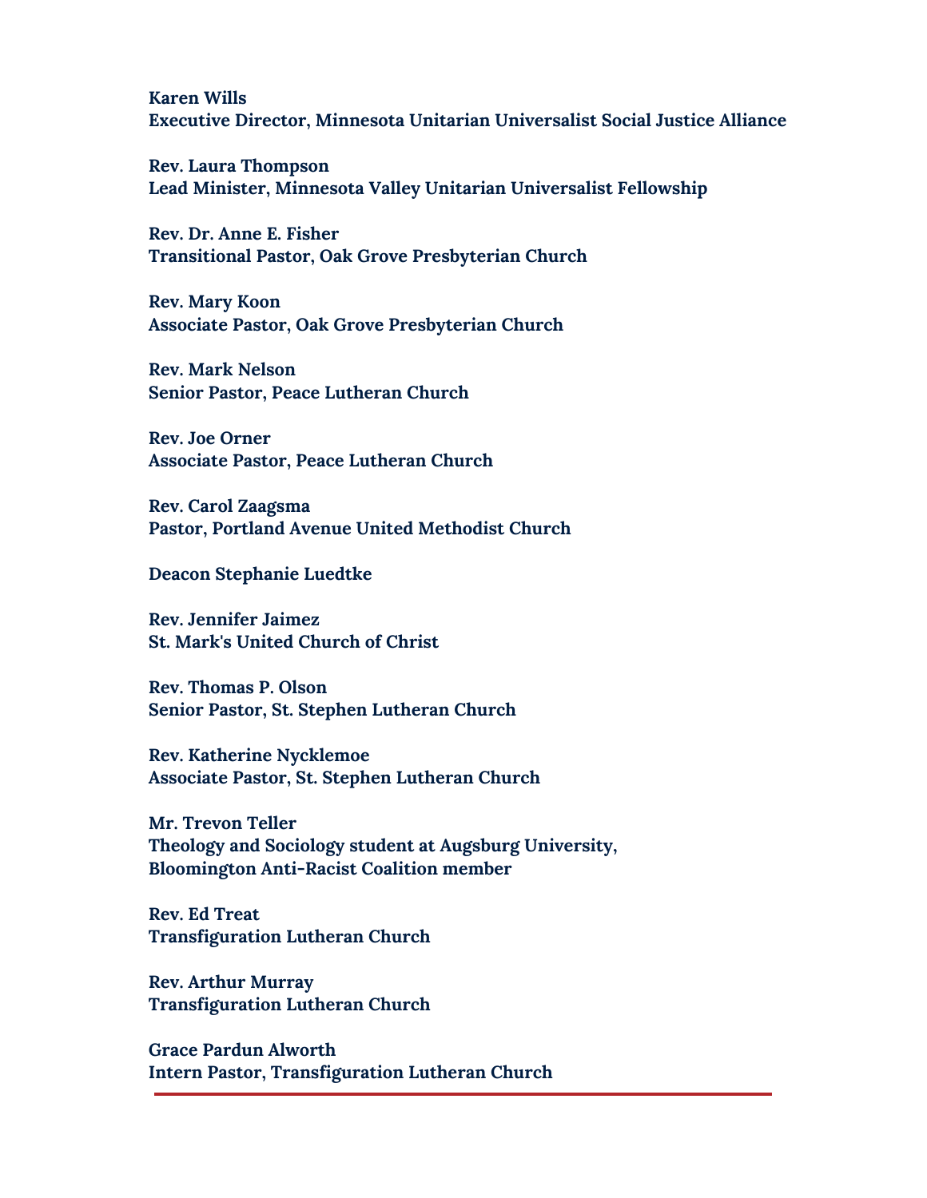**Karen Wills**
**Executive Director, Minnesota Unitarian Universalist Social Justice Alliance**

**Rev. Laura Thompson**
**Lead Minister, Minnesota Valley Unitarian Universalist Fellowship**

**Rev. Dr. Anne E. Fisher**
**Transitional Pastor, Oak Grove Presbyterian Church**

**Rev. Mary Koon**
**Associate Pastor, Oak Grove Presbyterian Church**

**Rev. Mark Nelson**
**Senior Pastor, Peace Lutheran Church**

**Rev. Joe Orner**
**Associate Pastor, Peace Lutheran Church**

**Rev. Carol Zaagsma**
**Pastor, Portland Avenue United Methodist Church**

**Deacon Stephanie Luedtke**

**Rev. Jennifer Jaimez**
**St. Mark's United Church of Christ**

**Rev. Thomas P. Olson**
**Senior Pastor, St. Stephen Lutheran Church**

**Rev. Katherine Nycklemoe**
**Associate Pastor, St. Stephen Lutheran Church**

**Mr. Trevon Teller**
**Theology and Sociology student at Augsburg University,**
**Bloomington Anti-Racist Coalition member**

**Rev. Ed Treat**
**Transfiguration Lutheran Church**

**Rev. Arthur Murray**
**Transfiguration Lutheran Church**

**Grace Pardun Alworth**
**Intern Pastor, Transfiguration Lutheran Church**